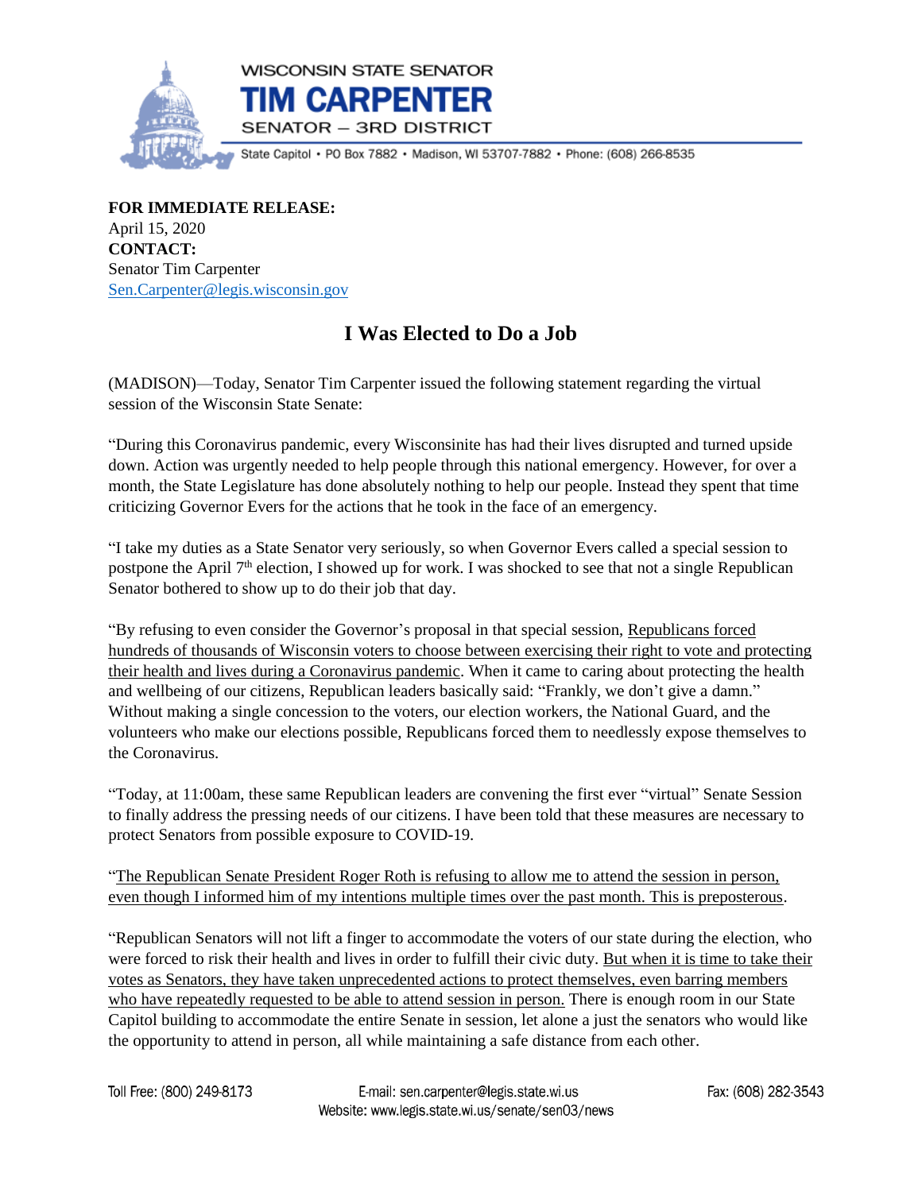WISCONSIN STATE SENATOR
**TIM CARPENTER**
SENATOR – 3RD DISTRICT

State Capitol • PO Box 7882 • Madison, WI 53707-7882 • Phone: (608) 266-8535

**FOR IMMEDIATE RELEASE:**
April 15, 2020
**CONTACT:**
Senator Tim Carpenter
Sen.Carpenter@legis.wisconsin.gov

# I Was Elected to Do a Job

(MADISON)—Today, Senator Tim Carpenter issued the following statement regarding the virtual session of the Wisconsin State Senate:

"During this Coronavirus pandemic, every Wisconsinite has had their lives disrupted and turned upside down. Action was urgently needed to help people through this national emergency. However, for over a month, the State Legislature has done absolutely nothing to help our people. Instead they spent that time criticizing Governor Evers for the actions that he took in the face of an emergency.

"I take my duties as a State Senator very seriously, so when Governor Evers called a special session to postpone the April 7th election, I showed up for work. I was shocked to see that not a single Republican Senator bothered to show up to do their job that day.

"By refusing to even consider the Governor's proposal in that special session, Republicans forced hundreds of thousands of Wisconsin voters to choose between exercising their right to vote and protecting their health and lives during a Coronavirus pandemic. When it came to caring about protecting the health and wellbeing of our citizens, Republican leaders basically said: "Frankly, we don't give a damn." Without making a single concession to the voters, our election workers, the National Guard, and the volunteers who make our elections possible, Republicans forced them to needlessly expose themselves to the Coronavirus.

"Today, at 11:00am, these same Republican leaders are convening the first ever "virtual" Senate Session to finally address the pressing needs of our citizens. I have been told that these measures are necessary to protect Senators from possible exposure to COVID-19.

"The Republican Senate President Roger Roth is refusing to allow me to attend the session in person, even though I informed him of my intentions multiple times over the past month. This is preposterous.

"Republican Senators will not lift a finger to accommodate the voters of our state during the election, who were forced to risk their health and lives in order to fulfill their civic duty. But when it is time to take their votes as Senators, they have taken unprecedented actions to protect themselves, even barring members who have repeatedly requested to be able to attend session in person. There is enough room in our State Capitol building to accommodate the entire Senate in session, let alone a just the senators who would like the opportunity to attend in person, all while maintaining a safe distance from each other.

Toll Free: (800) 249-8173 E-mail: sen.carpenter@legis.state.wi.us Fax: (608) 282-3543
Website: www.legis.state.wi.us/senate/sen03/news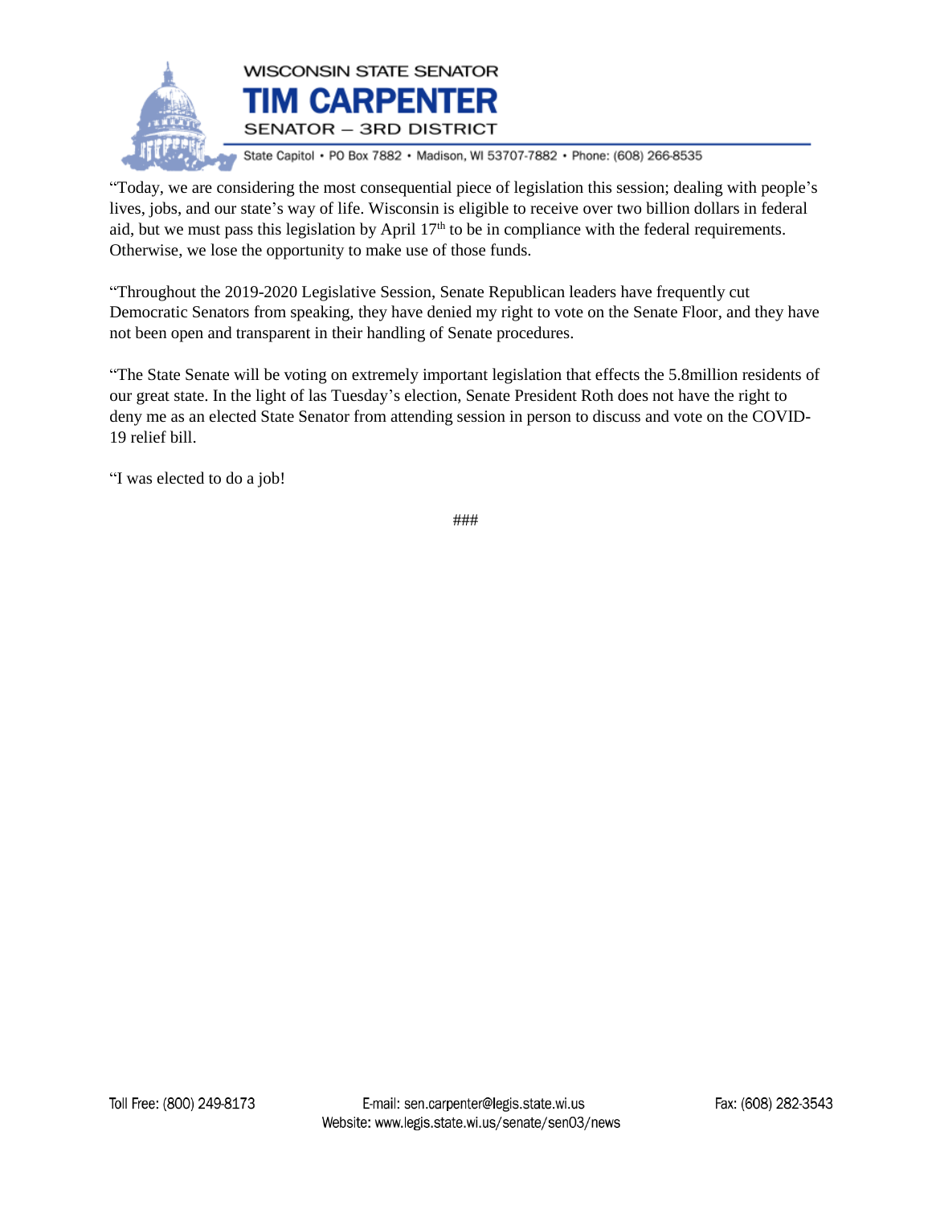WISCONSIN STATE SENATOR
# TIM CARPENTER
SENATOR – 3RD DISTRICT

State Capitol • PO Box 7882 • Madison, WI 53707-7882 • Phone: (608) 266-8535

"Today, we are considering the most consequential piece of legislation this session; dealing with people's lives, jobs, and our state's way of life. Wisconsin is eligible to receive over two billion dollars in federal aid, but we must pass this legislation by April 17th to be in compliance with the federal requirements. Otherwise, we lose the opportunity to make use of those funds.

"Throughout the 2019-2020 Legislative Session, Senate Republican leaders have frequently cut Democratic Senators from speaking, they have denied my right to vote on the Senate Floor, and they have not been open and transparent in their handling of Senate procedures.

"The State Senate will be voting on extremely important legislation that effects the 5.8million residents of our great state. In the light of las Tuesday's election, Senate President Roth does not have the right to deny me as an elected State Senator from attending session in person to discuss and vote on the COVID-19 relief bill.

"I was elected to do a job!

###

Toll Free: (800) 249-8173

E-mail: sen.carpenter@legis.state.wi.us
Website: www.legis.state.wi.us/senate/sen03/news

Fax: (608) 282-3543